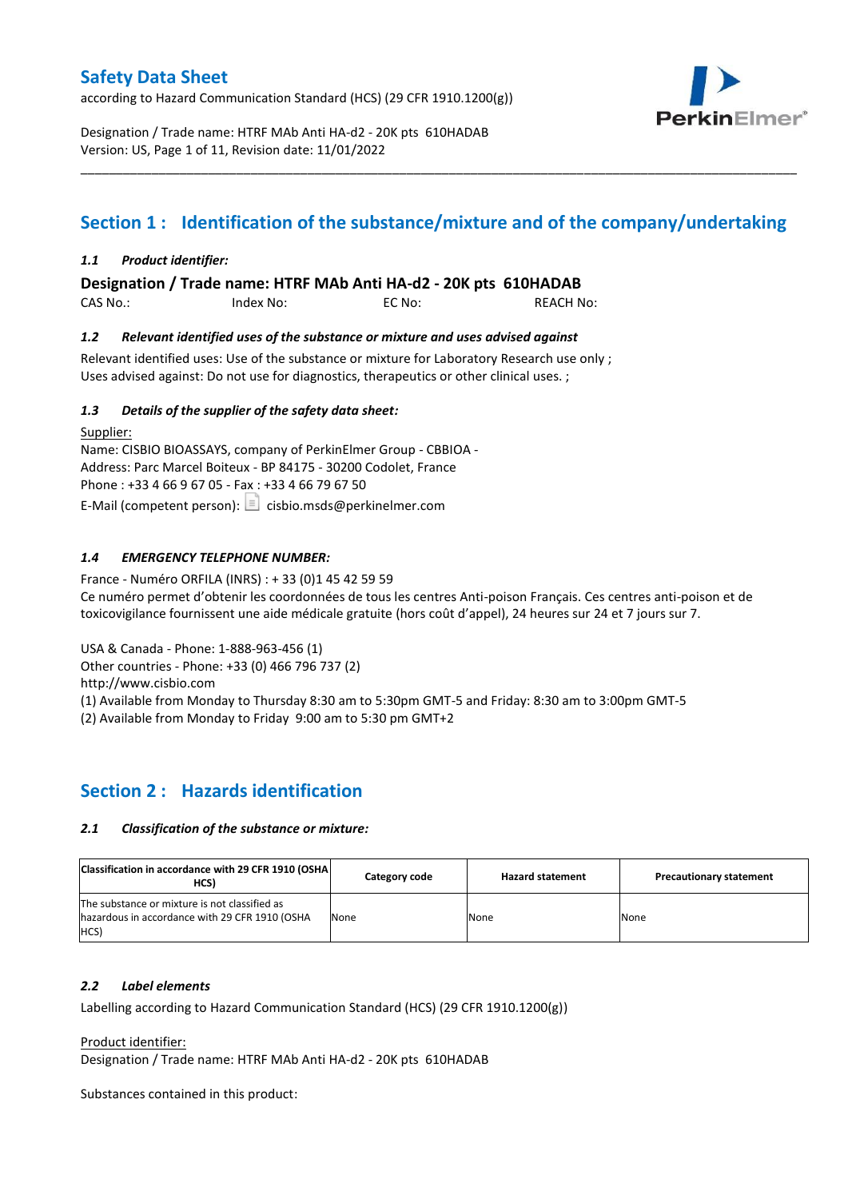# Safety Data Sheet

according to Hazard Communication Standard (HCS) (29 CFR 1910.1200(g))

Designation / Trade name: HTRF MAb Anti HA-d2 - 20K pts 610HADAB
Version: US, Page 1 of 11, Revision date: 11/01/2022

## Section 1 : Identification of the substance/mixture and of the company/undertaking

### *1.1 Product identifier:*

**Designation / Trade name: HTRF MAb Anti HA-d2 - 20K pts 610HADAB**

CAS No.: Index No: EC No: REACH No:

### *1.2 Relevant identified uses of the substance or mixture and uses advised against*

Relevant identified uses: Use of the substance or mixture for Laboratory Research use only ;
Uses advised against: Do not use for diagnostics, therapeutics or other clinical uses. ;

### *1.3 Details of the supplier of the safety data sheet:*

Supplier:
Name: CISBIO BIOASSAYS, company of PerkinElmer Group - CBBIOA -
Address: Parc Marcel Boiteux - BP 84175 - 30200 Codolet, France
Phone : +33 4 66 9 67 05 - Fax : +33 4 66 79 67 50
E-Mail (competent person): cisbio.msds@perkinelmer.com

### *1.4 EMERGENCY TELEPHONE NUMBER:*

France - Numéro ORFILA (INRS) : + 33 (0)1 45 42 59 59
Ce numéro permet d'obtenir les coordonnées de tous les centres Anti-poison Français. Ces centres anti-poison et de toxicovigilance fournissent une aide médicale gratuite (hors coût d'appel), 24 heures sur 24 et 7 jours sur 7.

USA & Canada - Phone: 1-888-963-456 (1)
Other countries - Phone: +33 (0) 466 796 737 (2)
http://www.cisbio.com
(1) Available from Monday to Thursday 8:30 am to 5:30pm GMT-5 and Friday: 8:30 am to 3:00pm GMT-5
(2) Available from Monday to Friday 9:00 am to 5:30 pm GMT+2

## Section 2 : Hazards identification

### *2.1 Classification of the substance or mixture:*

| Classification in accordance with 29 CFR 1910 (OSHA HCS) | Category code | Hazard statement | Precautionary statement |
|---|---|---|---|
| The substance or mixture is not classified as hazardous in accordance with 29 CFR 1910 (OSHA HCS) | None | None | None |

### *2.2 Label elements*

Labelling according to Hazard Communication Standard (HCS) (29 CFR 1910.1200(g))

Product identifier:
Designation / Trade name: HTRF MAb Anti HA-d2 - 20K pts 610HADAB

Substances contained in this product: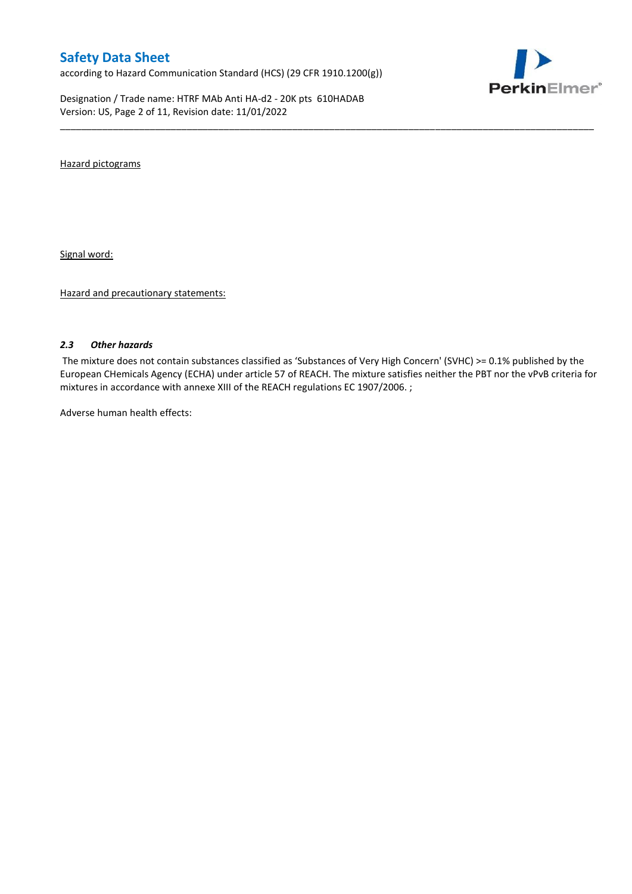Hazard pictograms

Signal word:

Hazard and precautionary statements:

### *2.3 Other hazards*

The mixture does not contain substances classified as 'Substances of Very High Concern' (SVHC) >= 0.1% published by the European CHemicals Agency (ECHA) under article 57 of REACH. The mixture satisfies neither the PBT nor the vPvB criteria for mixtures in accordance with annexe XIII of the REACH regulations EC 1907/2006. ;

Adverse human health effects: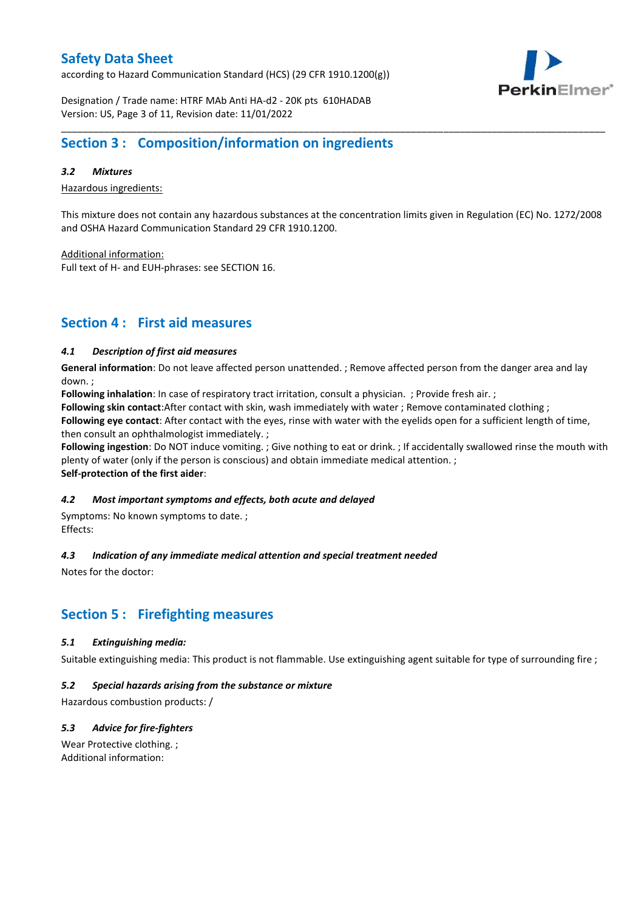## Section 3 : Composition/information on ingredients

### *3.2 Mixtures*

Hazardous ingredients:

This mixture does not contain any hazardous substances at the concentration limits given in Regulation (EC) No. 1272/2008 and OSHA Hazard Communication Standard 29 CFR 1910.1200.

Additional information:
Full text of H- and EUH-phrases: see SECTION 16.

## Section 4 : First aid measures

### *4.1 Description of first aid measures*

**General information**: Do not leave affected person unattended. ; Remove affected person from the danger area and lay down. ;
**Following inhalation**: In case of respiratory tract irritation, consult a physician. ; Provide fresh air. ;
**Following skin contact**:After contact with skin, wash immediately with water ; Remove contaminated clothing ;
**Following eye contact**: After contact with the eyes, rinse with water with the eyelids open for a sufficient length of time, then consult an ophthalmologist immediately. ;
**Following ingestion**: Do NOT induce vomiting. ; Give nothing to eat or drink. ; If accidentally swallowed rinse the mouth with plenty of water (only if the person is conscious) and obtain immediate medical attention. ;
**Self-protection of the first aider**:

### *4.2 Most important symptoms and effects, both acute and delayed*

Symptoms: No known symptoms to date. ;
Effects:

### *4.3 Indication of any immediate medical attention and special treatment needed*

Notes for the doctor:

## Section 5 : Firefighting measures

### *5.1 Extinguishing media:*

Suitable extinguishing media: This product is not flammable. Use extinguishing agent suitable for type of surrounding fire ;

### *5.2 Special hazards arising from the substance or mixture*

Hazardous combustion products: /

### *5.3 Advice for fire-fighters*

Wear Protective clothing. ;
Additional information: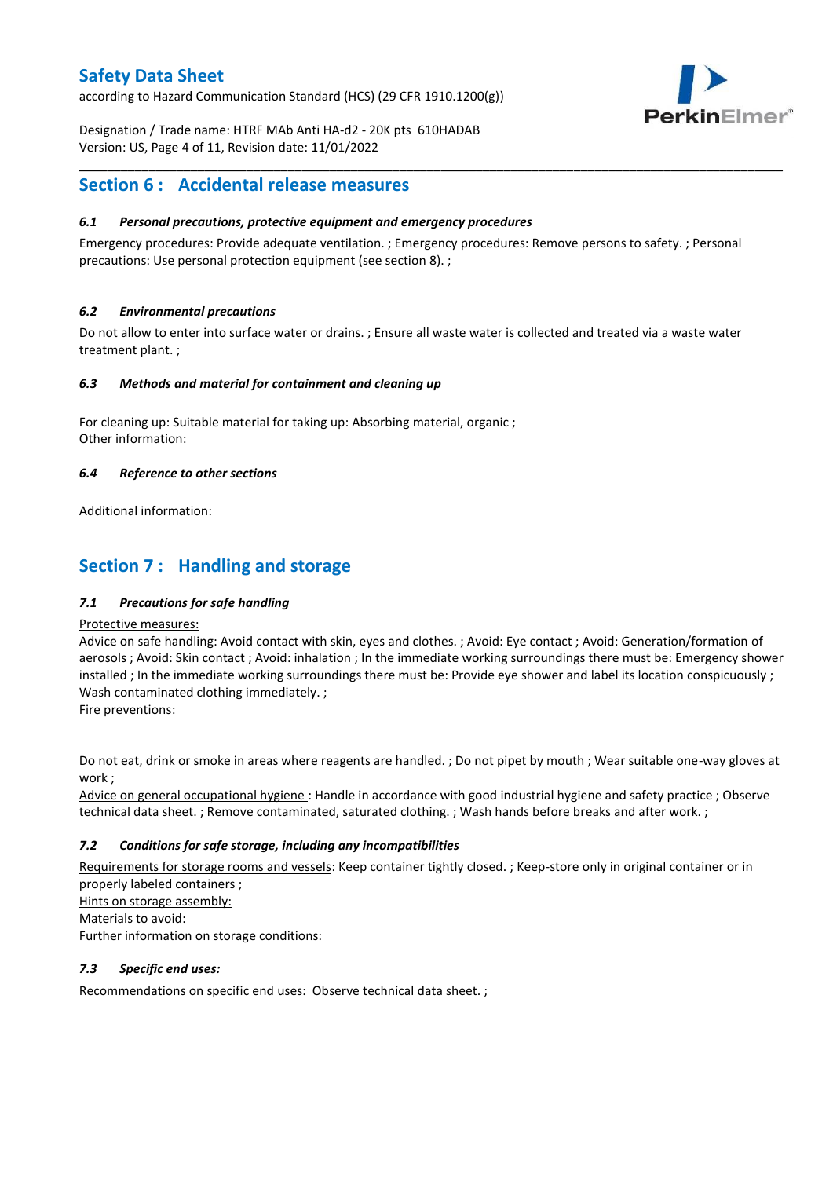## Section 6 : Accidental release measures

### *6.1 Personal precautions, protective equipment and emergency procedures*

Emergency procedures: Provide adequate ventilation. ; Emergency procedures: Remove persons to safety. ; Personal precautions: Use personal protection equipment (see section 8). ;

### *6.2 Environmental precautions*

Do not allow to enter into surface water or drains. ; Ensure all waste water is collected and treated via a waste water treatment plant. ;

### *6.3 Methods and material for containment and cleaning up*

For cleaning up: Suitable material for taking up: Absorbing material, organic ;
Other information:

### *6.4 Reference to other sections*

Additional information:

## Section 7 : Handling and storage

### *7.1 Precautions for safe handling*

Protective measures:
Advice on safe handling: Avoid contact with skin, eyes and clothes. ; Avoid: Eye contact ; Avoid: Generation/formation of aerosols ; Avoid: Skin contact ; Avoid: inhalation ; In the immediate working surroundings there must be: Emergency shower installed ; In the immediate working surroundings there must be: Provide eye shower and label its location conspicuously ; Wash contaminated clothing immediately. ;
Fire preventions:

Do not eat, drink or smoke in areas where reagents are handled. ; Do not pipet by mouth ; Wear suitable one-way gloves at work ;
Advice on general occupational hygiene : Handle in accordance with good industrial hygiene and safety practice ; Observe technical data sheet. ; Remove contaminated, saturated clothing. ; Wash hands before breaks and after work. ;

### *7.2 Conditions for safe storage, including any incompatibilities*

Requirements for storage rooms and vessels: Keep container tightly closed. ; Keep-store only in original container or in properly labeled containers ;
Hints on storage assembly:
Materials to avoid:
Further information on storage conditions:

### *7.3 Specific end uses:*

Recommendations on specific end uses: Observe technical data sheet. ;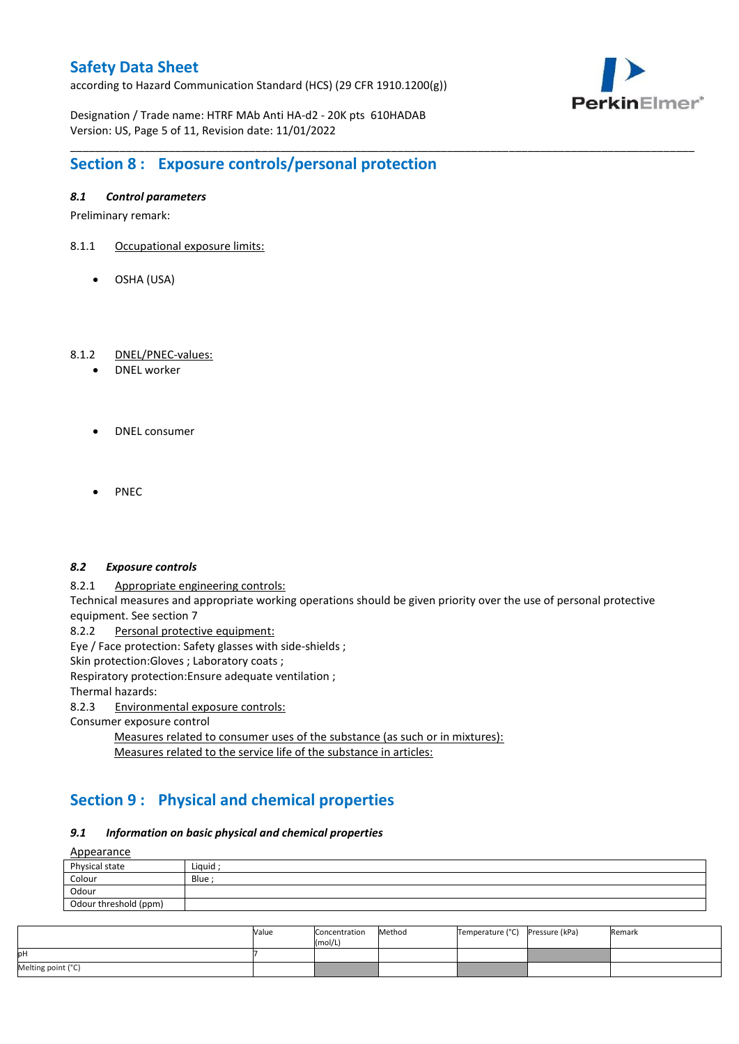## Section 8 : Exposure controls/personal protection

### *8.1 Control parameters*

Preliminary remark:

8.1.1 Occupational exposure limits:

- OSHA (USA)

8.1.2 DNEL/PNEC-values:

- DNEL worker

- DNEL consumer

- PNEC

### *8.2 Exposure controls*

8.2.1 Appropriate engineering controls:

Technical measures and appropriate working operations should be given priority over the use of personal protective equipment. See section 7

8.2.2 Personal protective equipment:

Eye / Face protection: Safety glasses with side-shields ;

Skin protection:Gloves ; Laboratory coats ;

Respiratory protection:Ensure adequate ventilation ;

Thermal hazards:

8.2.3 Environmental exposure controls:

Consumer exposure control

Measures related to consumer uses of the substance (as such or in mixtures):

Measures related to the service life of the substance in articles:

## Section 9 : Physical and chemical properties

### *9.1 Information on basic physical and chemical properties*

Appearance

| | |
|---|---|
| Physical state | Liquid ; |
| Colour | Blue ; |
| Odour | |
| Odour threshold (ppm) | |

| | Value | Concentration (mol/L) | Method | Temperature (°C) | Pressure (kPa) | Remark |
|---|---|---|---|---|---|---|
| pH | 7 | | | | | |
| Melting point (°C) | | | | | | |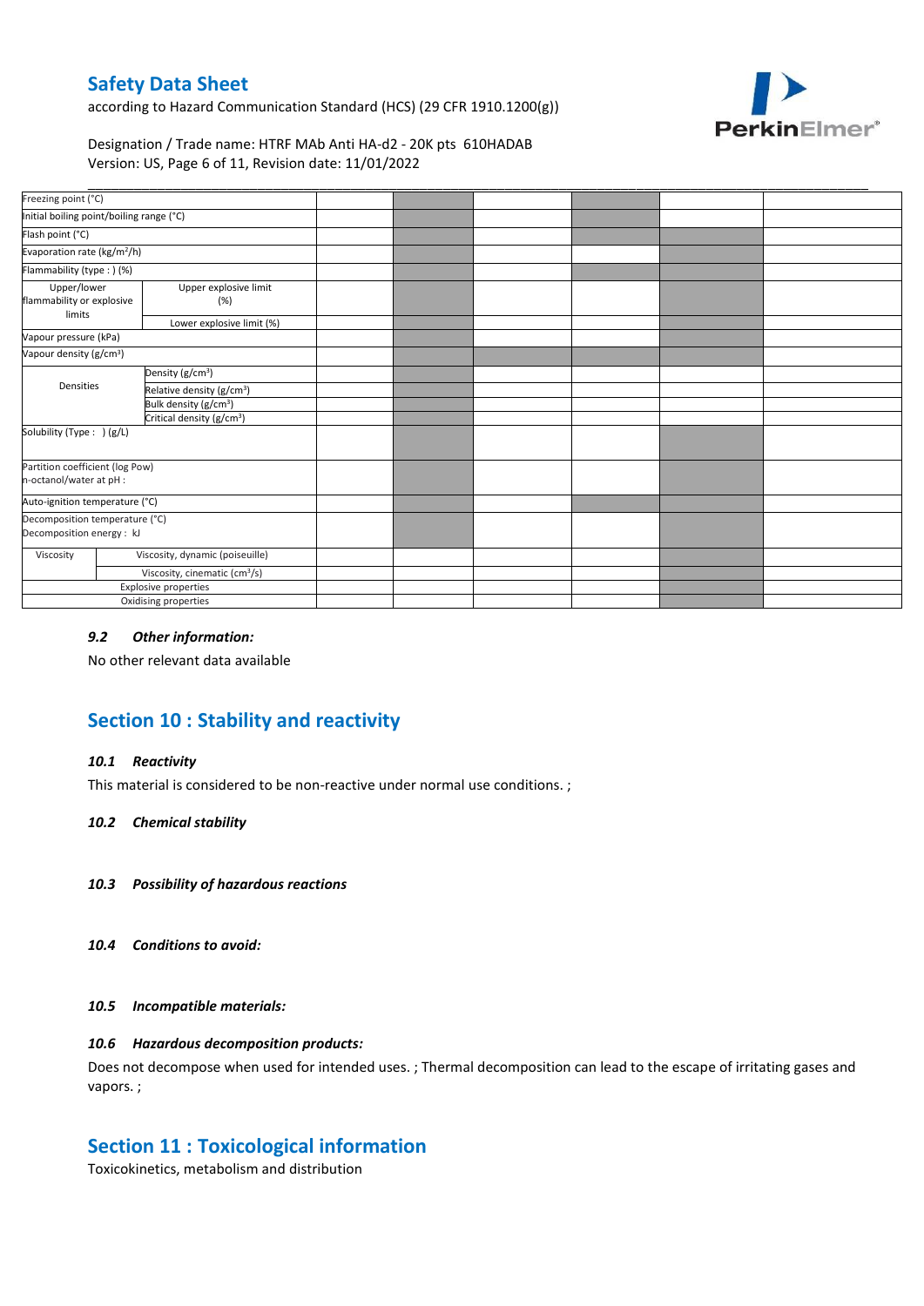| | | | | | | | |
|---|---|---|---|---|---|---|---|
| Freezing point (°C) | | | | | | | |
| Initial boiling point/boiling range (°C) | | | | | | | |
| Flash point (°C) | | | | | | | |
| Evaporation rate (kg/m²/h) | | | | | | | |
| Flammability (type : ) (%) | | | | | | | |
| Upper/lower flammability or explosive limits | Upper explosive limit (%) | | | | | | |
| | Lower explosive limit (%) | | | | | | |
| Vapour pressure (kPa) | | | | | | | |
| Vapour density (g/cm³) | | | | | | | |
| Densities | Density (g/cm³) | | | | | | |
| | Relative density (g/cm³) | | | | | | |
| | Bulk density (g/cm³) | | | | | | |
| | Critical density (g/cm³) | | | | | | |
| Solubility (Type : ) (g/L) | | | | | | | |
| Partition coefficient (log Pow) n-octanol/water at pH : | | | | | | | |
| Auto-ignition temperature (°C) | | | | | | | |
| Decomposition temperature (°C) Decomposition energy : kJ | | | | | | | |
| Viscosity | Viscosity, dynamic (poiseuille) | | | | | | |
| | Viscosity, cinematic (cm³/s) | | | | | | |
| Explosive properties | | | | | | | |
| Oxidising properties | | | | | | | |

### *9.2 Other information:*

No other relevant data available

## Section 10 : Stability and reactivity

### *10.1 Reactivity*

This material is considered to be non-reactive under normal use conditions. ;

### *10.2 Chemical stability*

### *10.3 Possibility of hazardous reactions*

### *10.4 Conditions to avoid:*

### *10.5 Incompatible materials:*

### *10.6 Hazardous decomposition products:*

Does not decompose when used for intended uses. ; Thermal decomposition can lead to the escape of irritating gases and vapors. ;

## Section 11 : Toxicological information

Toxicokinetics, metabolism and distribution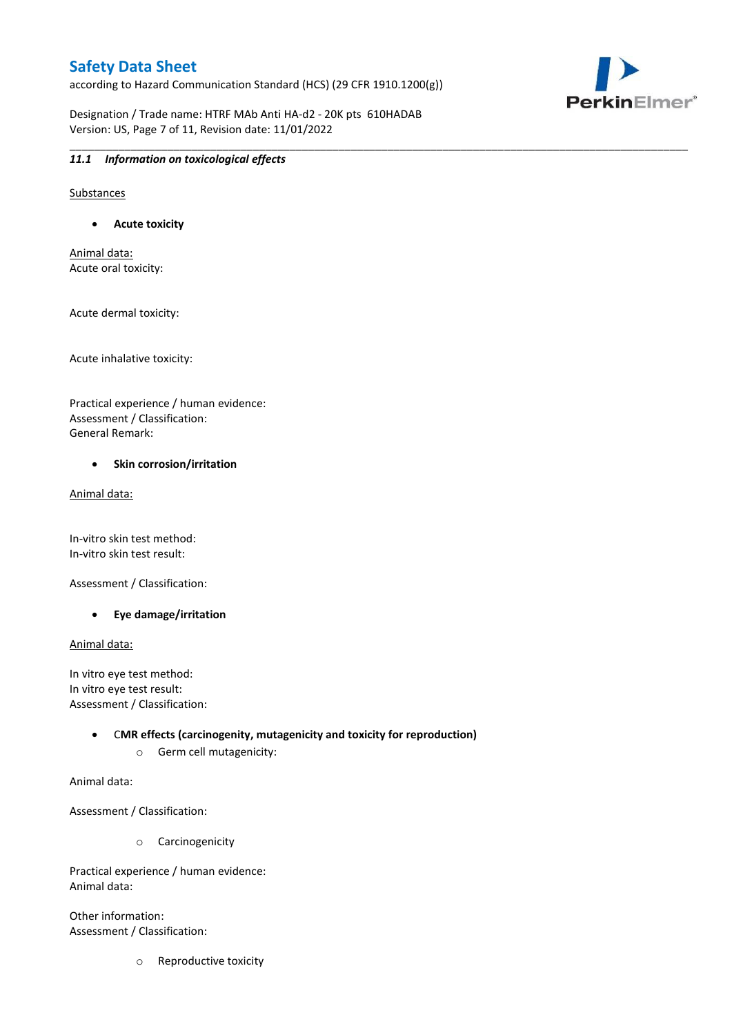### *11.1 Information on toxicological effects*

Substances

- **Acute toxicity**

Animal data:
Acute oral toxicity:

Acute dermal toxicity:

Acute inhalative toxicity:

Practical experience / human evidence:
Assessment / Classification:
General Remark:

- **Skin corrosion/irritation**

Animal data:

In-vitro skin test method:
In-vitro skin test result:

Assessment / Classification:

- **Eye damage/irritation**

Animal data:

In vitro eye test method:
In vitro eye test result:
Assessment / Classification:

- **CMR effects (carcinogenity, mutagenicity and toxicity for reproduction)**
  - Germ cell mutagenicity:

Animal data:

Assessment / Classification:

  - Carcinogenicity

Practical experience / human evidence:
Animal data:

Other information:
Assessment / Classification:

  - Reproductive toxicity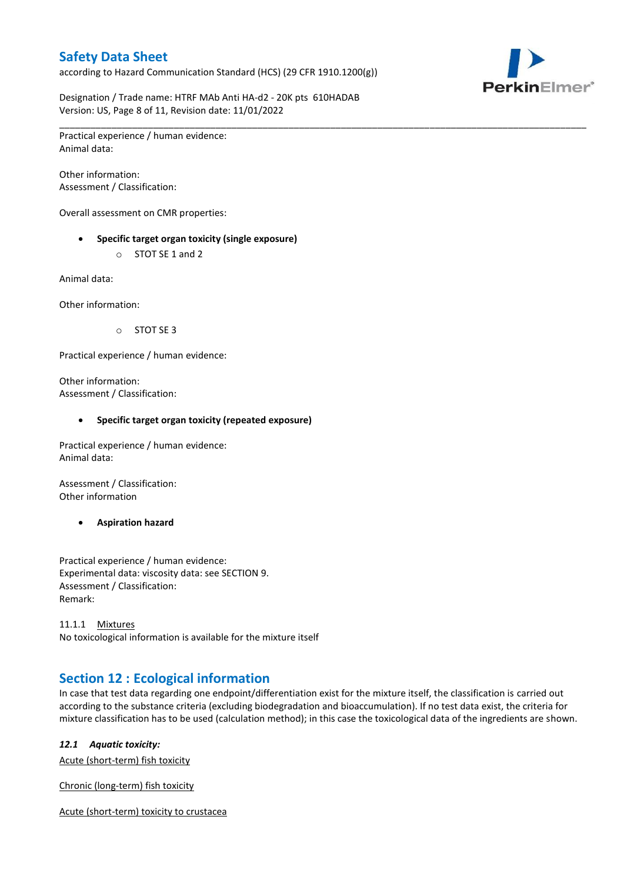Practical experience / human evidence:
Animal data:

Other information:
Assessment / Classification:

Overall assessment on CMR properties:

- **Specific target organ toxicity (single exposure)**
  - STOT SE 1 and 2

Animal data:

Other information:

  - STOT SE 3

Practical experience / human evidence:

Other information:
Assessment / Classification:

- **Specific target organ toxicity (repeated exposure)**

Practical experience / human evidence:
Animal data:

Assessment / Classification:
Other information

- **Aspiration hazard**

Practical experience / human evidence:
Experimental data: viscosity data: see SECTION 9.
Assessment / Classification:
Remark:

11.1.1 Mixtures
No toxicological information is available for the mixture itself

## Section 12 : Ecological information

In case that test data regarding one endpoint/differentiation exist for the mixture itself, the classification is carried out according to the substance criteria (excluding biodegradation and bioaccumulation). If no test data exist, the criteria for mixture classification has to be used (calculation method); in this case the toxicological data of the ingredients are shown.

### *12.1 Aquatic toxicity:*

Acute (short-term) fish toxicity

Chronic (long-term) fish toxicity

Acute (short-term) toxicity to crustacea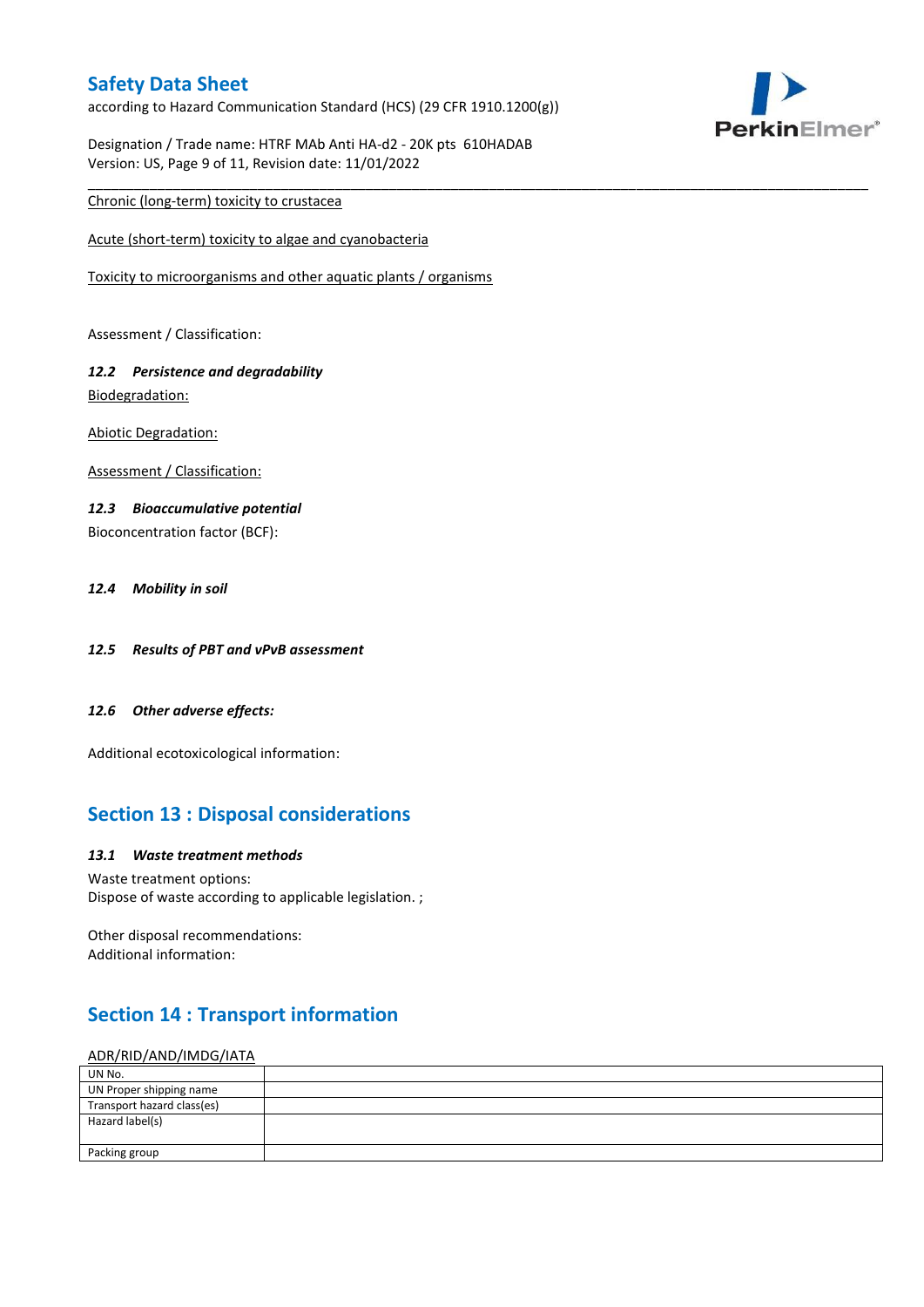Chronic (long-term) toxicity to crustacea

Acute (short-term) toxicity to algae and cyanobacteria

Toxicity to microorganisms and other aquatic plants / organisms

Assessment / Classification:

***12.2 Persistence and degradability***

Biodegradation:

Abiotic Degradation:

Assessment / Classification:

***12.3 Bioaccumulative potential***

Bioconcentration factor (BCF):

***12.4 Mobility in soil***

***12.5 Results of PBT and vPvB assessment***

***12.6 Other adverse effects:***

Additional ecotoxicological information:

## Section 13 : Disposal considerations

***13.1 Waste treatment methods***

Waste treatment options:
Dispose of waste according to applicable legislation. ;

Other disposal recommendations:
Additional information:

## Section 14 : Transport information

ADR/RID/AND/IMDG/IATA

| UN No. | |
|---|---|
| UN Proper shipping name | |
| Transport hazard class(es) | |
| Hazard label(s) | |
| Packing group | |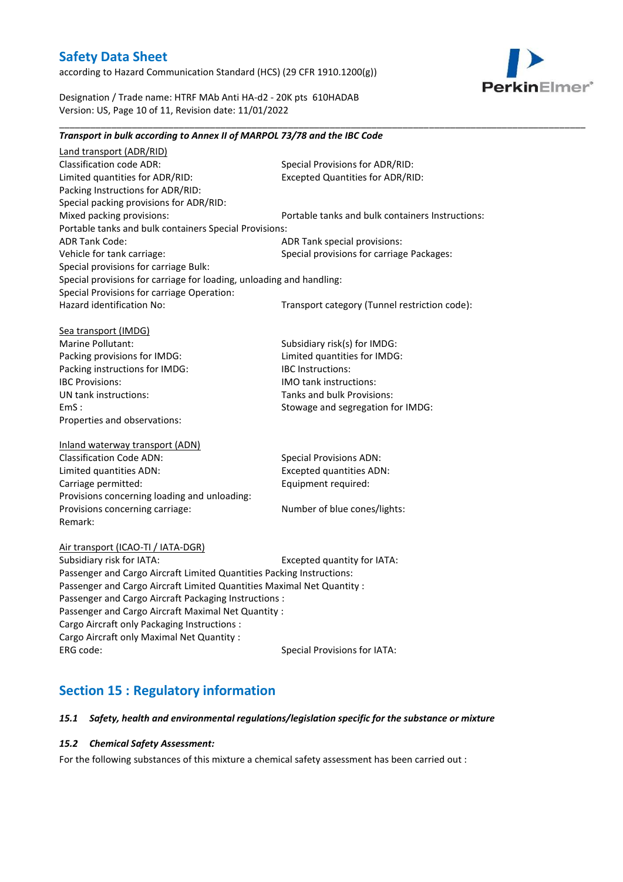***Transport in bulk according to Annex II of MARPOL 73/78 and the IBC Code***

Land transport (ADR/RID)

Classification code ADR:
Special Provisions for ADR/RID:
Limited quantities for ADR/RID:
Excepted Quantities for ADR/RID:
Packing Instructions for ADR/RID:
Special packing provisions for ADR/RID:
Mixed packing provisions:
Portable tanks and bulk containers Instructions:
Portable tanks and bulk containers Special Provisions:
ADR Tank Code:
ADR Tank special provisions:
Vehicle for tank carriage:
Special provisions for carriage Packages:
Special provisions for carriage Bulk:
Special provisions for carriage for loading, unloading and handling:
Special Provisions for carriage Operation:
Hazard identification No:
Transport category (Tunnel restriction code):

Sea transport (IMDG)

Marine Pollutant:
Subsidiary risk(s) for IMDG:
Packing provisions for IMDG:
Limited quantities for IMDG:
Packing instructions for IMDG:
IBC Instructions:
IBC Provisions:
IMO tank instructions:
UN tank instructions:
Tanks and bulk Provisions:
EmS :
Stowage and segregation for IMDG:
Properties and observations:

Inland waterway transport (ADN)

Classification Code ADN:
Special Provisions ADN:
Limited quantities ADN:
Excepted quantities ADN:
Carriage permitted:
Equipment required:
Provisions concerning loading and unloading:
Provisions concerning carriage:
Number of blue cones/lights:
Remark:

Air transport (ICAO-TI / IATA-DGR)

Subsidiary risk for IATA:
Excepted quantity for IATA:
Passenger and Cargo Aircraft Limited Quantities Packing Instructions:
Passenger and Cargo Aircraft Limited Quantities Maximal Net Quantity :
Passenger and Cargo Aircraft Packaging Instructions :
Passenger and Cargo Aircraft Maximal Net Quantity :
Cargo Aircraft only Packaging Instructions :
Cargo Aircraft only Maximal Net Quantity :
ERG code:
Special Provisions for IATA:

## Section 15 : Regulatory information

### *15.1 Safety, health and environmental regulations/legislation specific for the substance or mixture*

### *15.2 Chemical Safety Assessment:*

For the following substances of this mixture a chemical safety assessment has been carried out :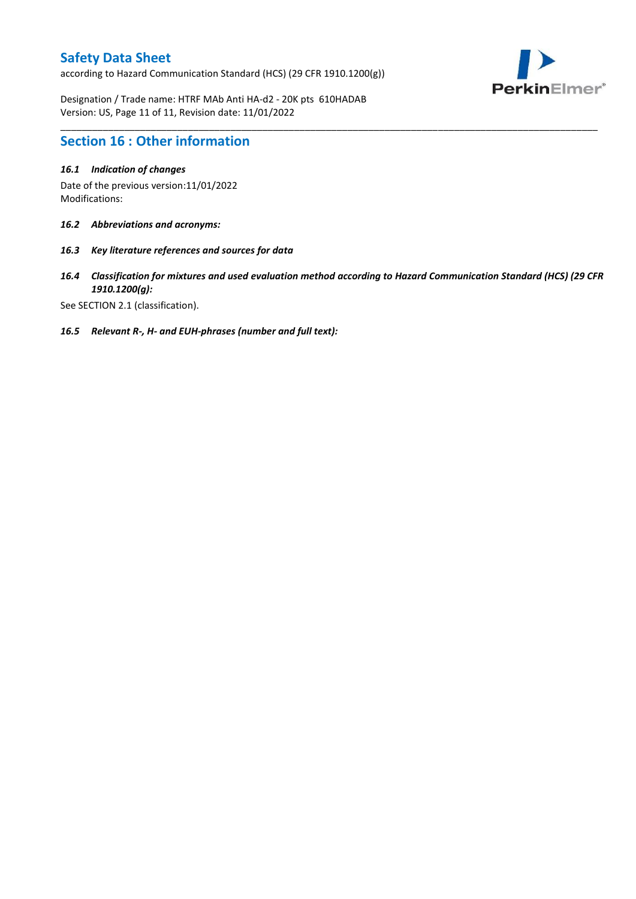## Section 16 : Other information

### *16.1 Indication of changes*

Date of the previous version:11/01/2022
Modifications:

### *16.2 Abbreviations and acronyms:*

### *16.3 Key literature references and sources for data*

### *16.4 Classification for mixtures and used evaluation method according to Hazard Communication Standard (HCS) (29 CFR 1910.1200(g):*

See SECTION 2.1 (classification).

### *16.5 Relevant R-, H- and EUH-phrases (number and full text):*